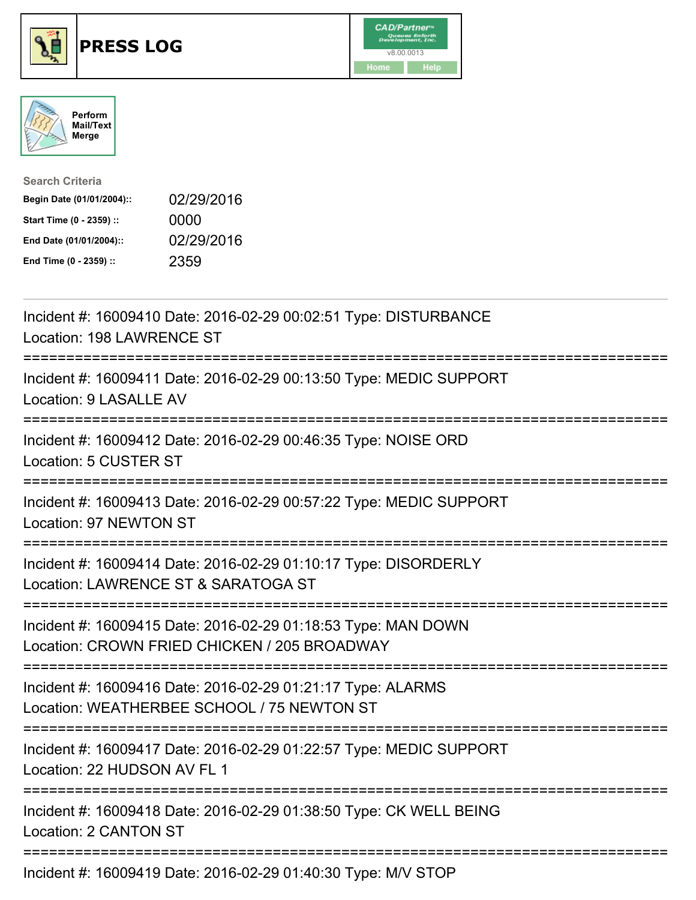# PRESS LOG

CAD/Partner™
v8.00.0013
Home Help

Perform Mail/Text Merge

**Search Criteria**

| | |
|---|---|
| **Begin Date (01/01/2004)::** | 02/29/2016 |
| **Start Time (0 - 2359) ::** | 0000 |
| **End Date (01/01/2004)::** | 02/29/2016 |
| **End Time (0 - 2359) ::** | 2359 |

---

Incident #: 16009410 Date: 2016-02-29 00:02:51 Type: DISTURBANCE
Location: 198 LAWRENCE ST

===========================================================================

Incident #: 16009411 Date: 2016-02-29 00:13:50 Type: MEDIC SUPPORT
Location: 9 LASALLE AV

===========================================================================

Incident #: 16009412 Date: 2016-02-29 00:46:35 Type: NOISE ORD
Location: 5 CUSTER ST

===========================================================================

Incident #: 16009413 Date: 2016-02-29 00:57:22 Type: MEDIC SUPPORT
Location: 97 NEWTON ST

===========================================================================

Incident #: 16009414 Date: 2016-02-29 01:10:17 Type: DISORDERLY
Location: LAWRENCE ST & SARATOGA ST

===========================================================================

Incident #: 16009415 Date: 2016-02-29 01:18:53 Type: MAN DOWN
Location: CROWN FRIED CHICKEN / 205 BROADWAY

===========================================================================

Incident #: 16009416 Date: 2016-02-29 01:21:17 Type: ALARMS
Location: WEATHERBEE SCHOOL / 75 NEWTON ST

===========================================================================

Incident #: 16009417 Date: 2016-02-29 01:22:57 Type: MEDIC SUPPORT
Location: 22 HUDSON AV FL 1

===========================================================================

Incident #: 16009418 Date: 2016-02-29 01:38:50 Type: CK WELL BEING
Location: 2 CANTON ST

===========================================================================

Incident #: 16009419 Date: 2016-02-29 01:40:30 Type: M/V STOP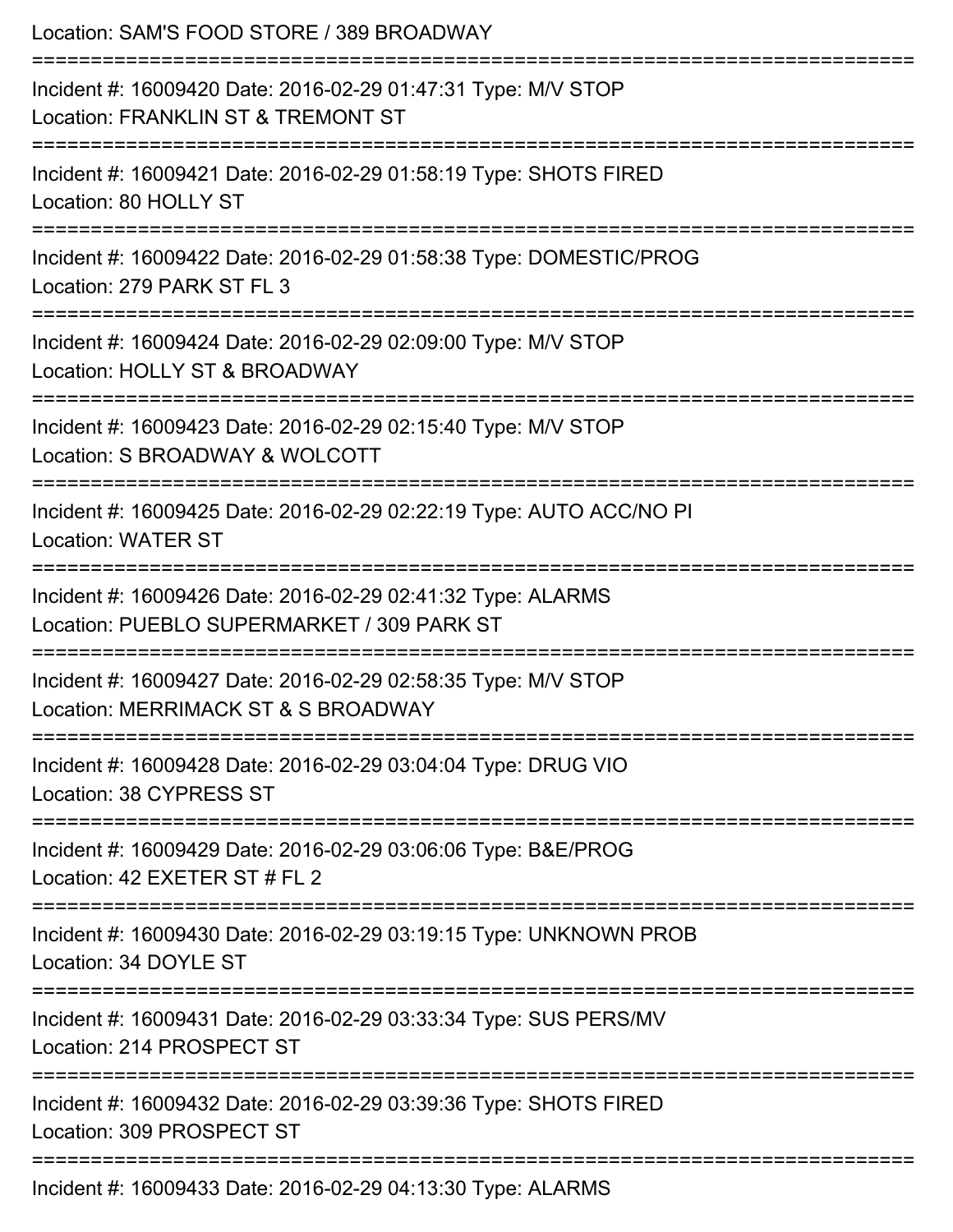Location: SAM'S FOOD STORE / 389 BROADWAY

===========================================================================

Incident #: 16009420 Date: 2016-02-29 01:47:31 Type: M/V STOP
Location: FRANKLIN ST & TREMONT ST

===========================================================================

Incident #: 16009421 Date: 2016-02-29 01:58:19 Type: SHOTS FIRED
Location: 80 HOLLY ST

===========================================================================

Incident #: 16009422 Date: 2016-02-29 01:58:38 Type: DOMESTIC/PROG
Location: 279 PARK ST FL 3

===========================================================================

Incident #: 16009424 Date: 2016-02-29 02:09:00 Type: M/V STOP
Location: HOLLY ST & BROADWAY

===========================================================================

Incident #: 16009423 Date: 2016-02-29 02:15:40 Type: M/V STOP
Location: S BROADWAY & WOLCOTT

===========================================================================

Incident #: 16009425 Date: 2016-02-29 02:22:19 Type: AUTO ACC/NO PI
Location: WATER ST

===========================================================================

Incident #: 16009426 Date: 2016-02-29 02:41:32 Type: ALARMS
Location: PUEBLO SUPERMARKET / 309 PARK ST

===========================================================================

Incident #: 16009427 Date: 2016-02-29 02:58:35 Type: M/V STOP
Location: MERRIMACK ST & S BROADWAY

===========================================================================

Incident #: 16009428 Date: 2016-02-29 03:04:04 Type: DRUG VIO
Location: 38 CYPRESS ST

===========================================================================

Incident #: 16009429 Date: 2016-02-29 03:06:06 Type: B&E/PROG
Location: 42 EXETER ST # FL 2

===========================================================================

Incident #: 16009430 Date: 2016-02-29 03:19:15 Type: UNKNOWN PROB
Location: 34 DOYLE ST

===========================================================================

Incident #: 16009431 Date: 2016-02-29 03:33:34 Type: SUS PERS/MV
Location: 214 PROSPECT ST

===========================================================================

Incident #: 16009432 Date: 2016-02-29 03:39:36 Type: SHOTS FIRED
Location: 309 PROSPECT ST

===========================================================================

Incident #: 16009433 Date: 2016-02-29 04:13:30 Type: ALARMS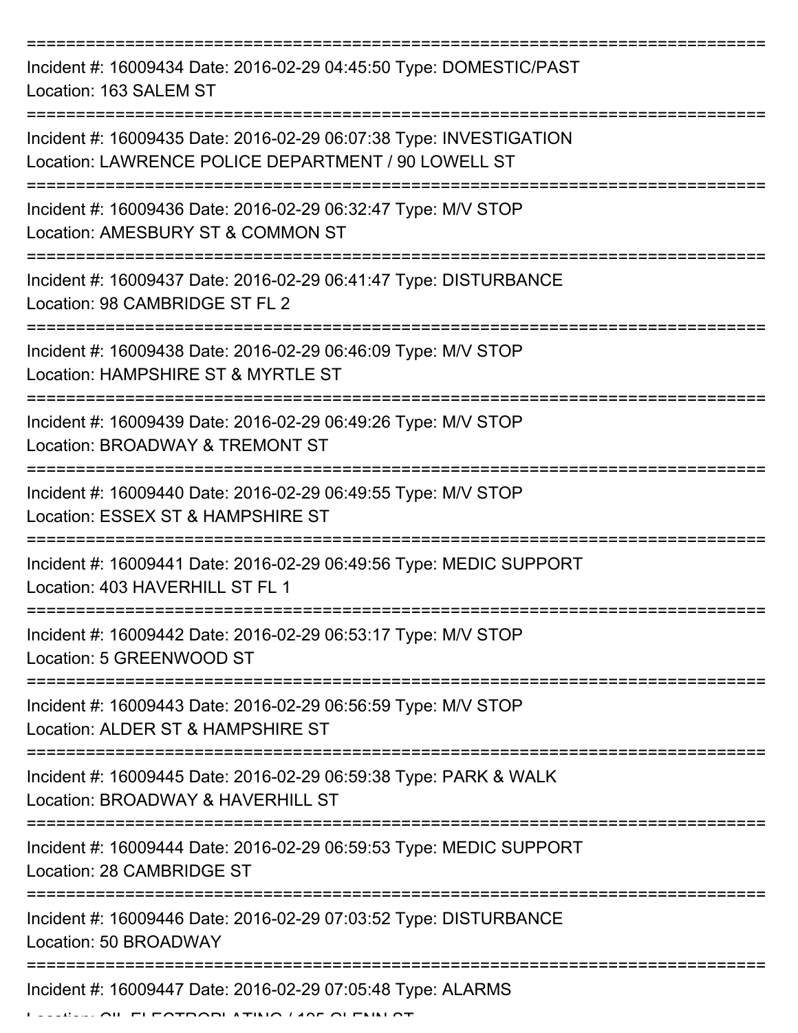===========================================================================

Incident #: 16009434 Date: 2016-02-29 04:45:50 Type: DOMESTIC/PAST
Location: 163 SALEM ST

===========================================================================

Incident #: 16009435 Date: 2016-02-29 06:07:38 Type: INVESTIGATION
Location: LAWRENCE POLICE DEPARTMENT / 90 LOWELL ST

===========================================================================

Incident #: 16009436 Date: 2016-02-29 06:32:47 Type: M/V STOP
Location: AMESBURY ST & COMMON ST

===========================================================================

Incident #: 16009437 Date: 2016-02-29 06:41:47 Type: DISTURBANCE
Location: 98 CAMBRIDGE ST FL 2

===========================================================================

Incident #: 16009438 Date: 2016-02-29 06:46:09 Type: M/V STOP
Location: HAMPSHIRE ST & MYRTLE ST

===========================================================================

Incident #: 16009439 Date: 2016-02-29 06:49:26 Type: M/V STOP
Location: BROADWAY & TREMONT ST

===========================================================================

Incident #: 16009440 Date: 2016-02-29 06:49:55 Type: M/V STOP
Location: ESSEX ST & HAMPSHIRE ST

===========================================================================

Incident #: 16009441 Date: 2016-02-29 06:49:56 Type: MEDIC SUPPORT
Location: 403 HAVERHILL ST FL 1

===========================================================================

Incident #: 16009442 Date: 2016-02-29 06:53:17 Type: M/V STOP
Location: 5 GREENWOOD ST

===========================================================================

Incident #: 16009443 Date: 2016-02-29 06:56:59 Type: M/V STOP
Location: ALDER ST & HAMPSHIRE ST

===========================================================================

Incident #: 16009445 Date: 2016-02-29 06:59:38 Type: PARK & WALK
Location: BROADWAY & HAVERHILL ST

===========================================================================

Incident #: 16009444 Date: 2016-02-29 06:59:53 Type: MEDIC SUPPORT
Location: 28 CAMBRIDGE ST

===========================================================================

Incident #: 16009446 Date: 2016-02-29 07:03:52 Type: DISTURBANCE
Location: 50 BROADWAY

===========================================================================

Incident #: 16009447 Date: 2016-02-29 07:05:48 Type: ALARMS
Location: CIL ELECTROPLATING / 125 GLENN ST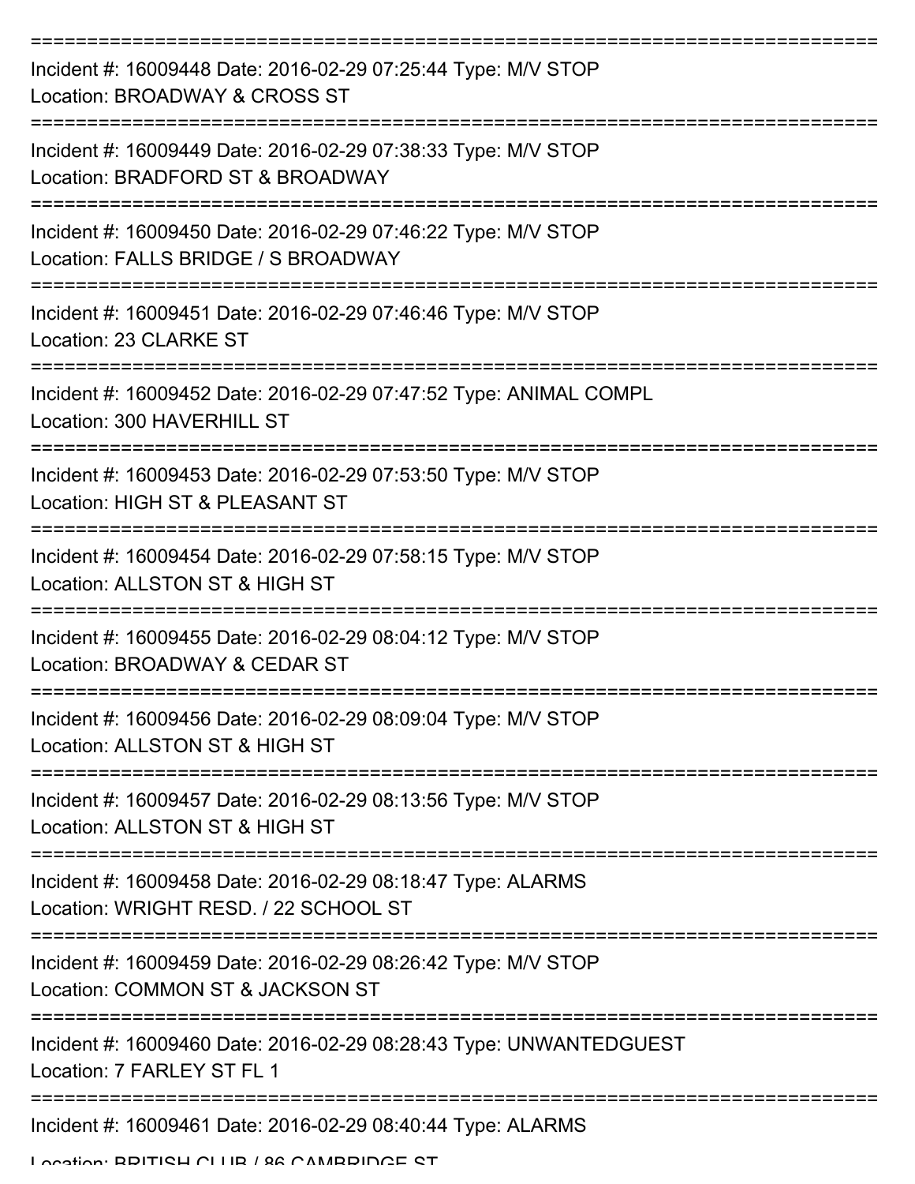===========================================================================

Incident #: 16009448 Date: 2016-02-29 07:25:44 Type: M/V STOP
Location: BROADWAY & CROSS ST

===========================================================================

Incident #: 16009449 Date: 2016-02-29 07:38:33 Type: M/V STOP
Location: BRADFORD ST & BROADWAY

===========================================================================

Incident #: 16009450 Date: 2016-02-29 07:46:22 Type: M/V STOP
Location: FALLS BRIDGE / S BROADWAY

===========================================================================

Incident #: 16009451 Date: 2016-02-29 07:46:46 Type: M/V STOP
Location: 23 CLARKE ST

===========================================================================

Incident #: 16009452 Date: 2016-02-29 07:47:52 Type: ANIMAL COMPL
Location: 300 HAVERHILL ST

===========================================================================

Incident #: 16009453 Date: 2016-02-29 07:53:50 Type: M/V STOP
Location: HIGH ST & PLEASANT ST

===========================================================================

Incident #: 16009454 Date: 2016-02-29 07:58:15 Type: M/V STOP
Location: ALLSTON ST & HIGH ST

===========================================================================

Incident #: 16009455 Date: 2016-02-29 08:04:12 Type: M/V STOP
Location: BROADWAY & CEDAR ST

===========================================================================

Incident #: 16009456 Date: 2016-02-29 08:09:04 Type: M/V STOP
Location: ALLSTON ST & HIGH ST

===========================================================================

Incident #: 16009457 Date: 2016-02-29 08:13:56 Type: M/V STOP
Location: ALLSTON ST & HIGH ST

===========================================================================

Incident #: 16009458 Date: 2016-02-29 08:18:47 Type: ALARMS
Location: WRIGHT RESD. / 22 SCHOOL ST

===========================================================================

Incident #: 16009459 Date: 2016-02-29 08:26:42 Type: M/V STOP
Location: COMMON ST & JACKSON ST

===========================================================================

Incident #: 16009460 Date: 2016-02-29 08:28:43 Type: UNWANTEDGUEST
Location: 7 FARLEY ST FL 1

===========================================================================

Incident #: 16009461 Date: 2016-02-29 08:40:44 Type: ALARMS
Location: BRITISH CLUB / 86 CAMBRIDGE ST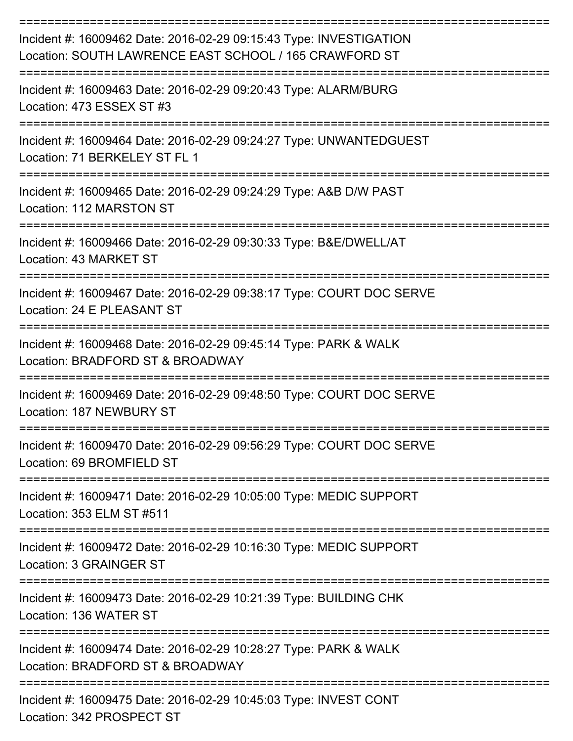===========================================================================

Incident #: 16009462 Date: 2016-02-29 09:15:43 Type: INVESTIGATION
Location: SOUTH LAWRENCE EAST SCHOOL / 165 CRAWFORD ST

===========================================================================

Incident #: 16009463 Date: 2016-02-29 09:20:43 Type: ALARM/BURG
Location: 473 ESSEX ST #3

===========================================================================

Incident #: 16009464 Date: 2016-02-29 09:24:27 Type: UNWANTEDGUEST
Location: 71 BERKELEY ST FL 1

===========================================================================

Incident #: 16009465 Date: 2016-02-29 09:24:29 Type: A&B D/W PAST
Location: 112 MARSTON ST

===========================================================================

Incident #: 16009466 Date: 2016-02-29 09:30:33 Type: B&E/DWELL/AT
Location: 43 MARKET ST

===========================================================================

Incident #: 16009467 Date: 2016-02-29 09:38:17 Type: COURT DOC SERVE
Location: 24 E PLEASANT ST

===========================================================================

Incident #: 16009468 Date: 2016-02-29 09:45:14 Type: PARK & WALK
Location: BRADFORD ST & BROADWAY

===========================================================================

Incident #: 16009469 Date: 2016-02-29 09:48:50 Type: COURT DOC SERVE
Location: 187 NEWBURY ST

===========================================================================

Incident #: 16009470 Date: 2016-02-29 09:56:29 Type: COURT DOC SERVE
Location: 69 BROMFIELD ST

===========================================================================

Incident #: 16009471 Date: 2016-02-29 10:05:00 Type: MEDIC SUPPORT
Location: 353 ELM ST #511

===========================================================================

Incident #: 16009472 Date: 2016-02-29 10:16:30 Type: MEDIC SUPPORT
Location: 3 GRAINGER ST

===========================================================================

Incident #: 16009473 Date: 2016-02-29 10:21:39 Type: BUILDING CHK
Location: 136 WATER ST

===========================================================================

Incident #: 16009474 Date: 2016-02-29 10:28:27 Type: PARK & WALK
Location: BRADFORD ST & BROADWAY

===========================================================================

Incident #: 16009475 Date: 2016-02-29 10:45:03 Type: INVEST CONT
Location: 342 PROSPECT ST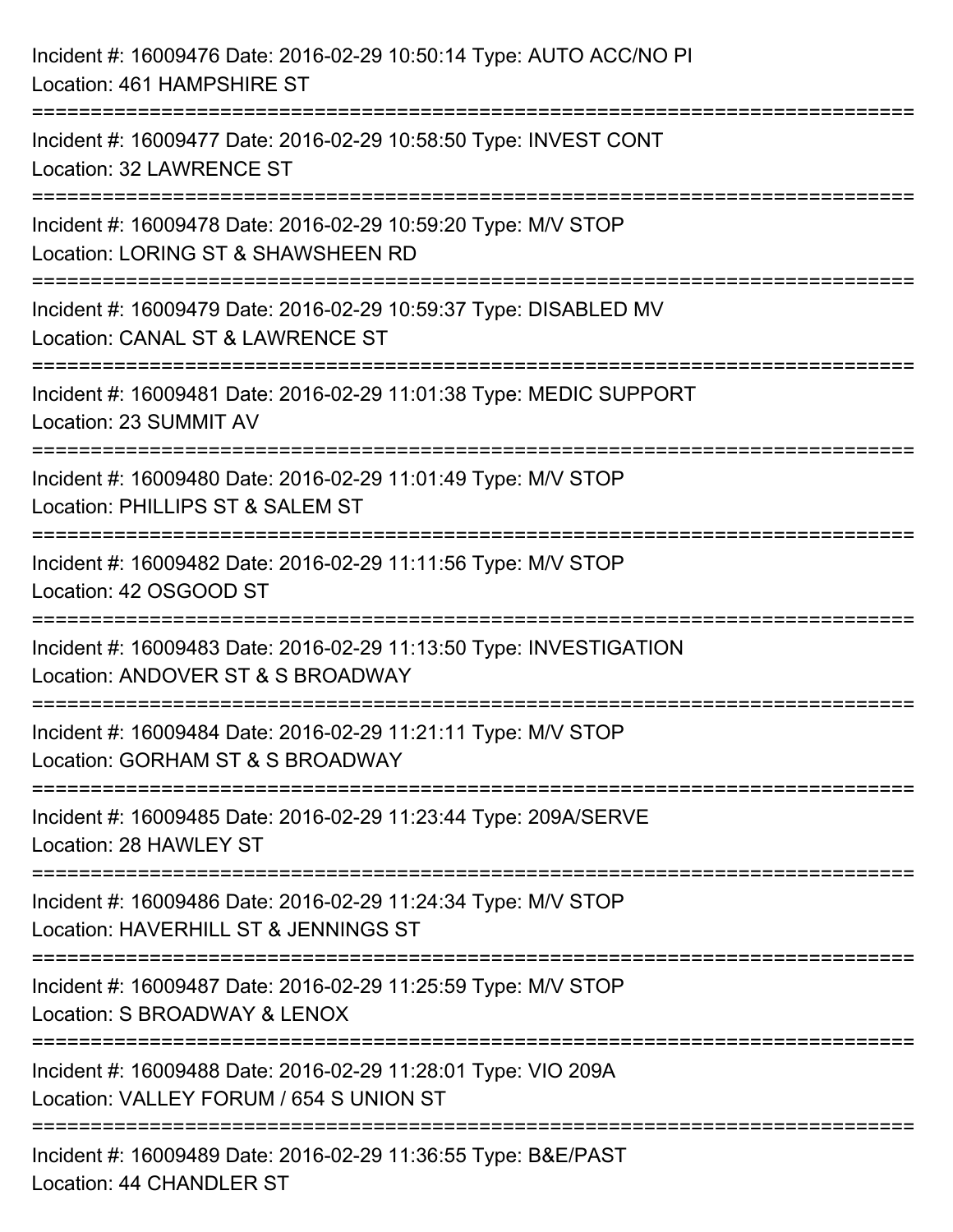Incident #: 16009476 Date: 2016-02-29 10:50:14 Type: AUTO ACC/NO PI
Location: 461 HAMPSHIRE ST

===========================================================================

Incident #: 16009477 Date: 2016-02-29 10:58:50 Type: INVEST CONT
Location: 32 LAWRENCE ST

===========================================================================

Incident #: 16009478 Date: 2016-02-29 10:59:20 Type: M/V STOP
Location: LORING ST & SHAWSHEEN RD

===========================================================================

Incident #: 16009479 Date: 2016-02-29 10:59:37 Type: DISABLED MV
Location: CANAL ST & LAWRENCE ST

===========================================================================

Incident #: 16009481 Date: 2016-02-29 11:01:38 Type: MEDIC SUPPORT
Location: 23 SUMMIT AV

===========================================================================

Incident #: 16009480 Date: 2016-02-29 11:01:49 Type: M/V STOP
Location: PHILLIPS ST & SALEM ST

===========================================================================

Incident #: 16009482 Date: 2016-02-29 11:11:56 Type: M/V STOP
Location: 42 OSGOOD ST

===========================================================================

Incident #: 16009483 Date: 2016-02-29 11:13:50 Type: INVESTIGATION
Location: ANDOVER ST & S BROADWAY

===========================================================================

Incident #: 16009484 Date: 2016-02-29 11:21:11 Type: M/V STOP
Location: GORHAM ST & S BROADWAY

===========================================================================

Incident #: 16009485 Date: 2016-02-29 11:23:44 Type: 209A/SERVE
Location: 28 HAWLEY ST

===========================================================================

Incident #: 16009486 Date: 2016-02-29 11:24:34 Type: M/V STOP
Location: HAVERHILL ST & JENNINGS ST

===========================================================================

Incident #: 16009487 Date: 2016-02-29 11:25:59 Type: M/V STOP
Location: S BROADWAY & LENOX

===========================================================================

Incident #: 16009488 Date: 2016-02-29 11:28:01 Type: VIO 209A
Location: VALLEY FORUM / 654 S UNION ST

===========================================================================

Incident #: 16009489 Date: 2016-02-29 11:36:55 Type: B&E/PAST
Location: 44 CHANDLER ST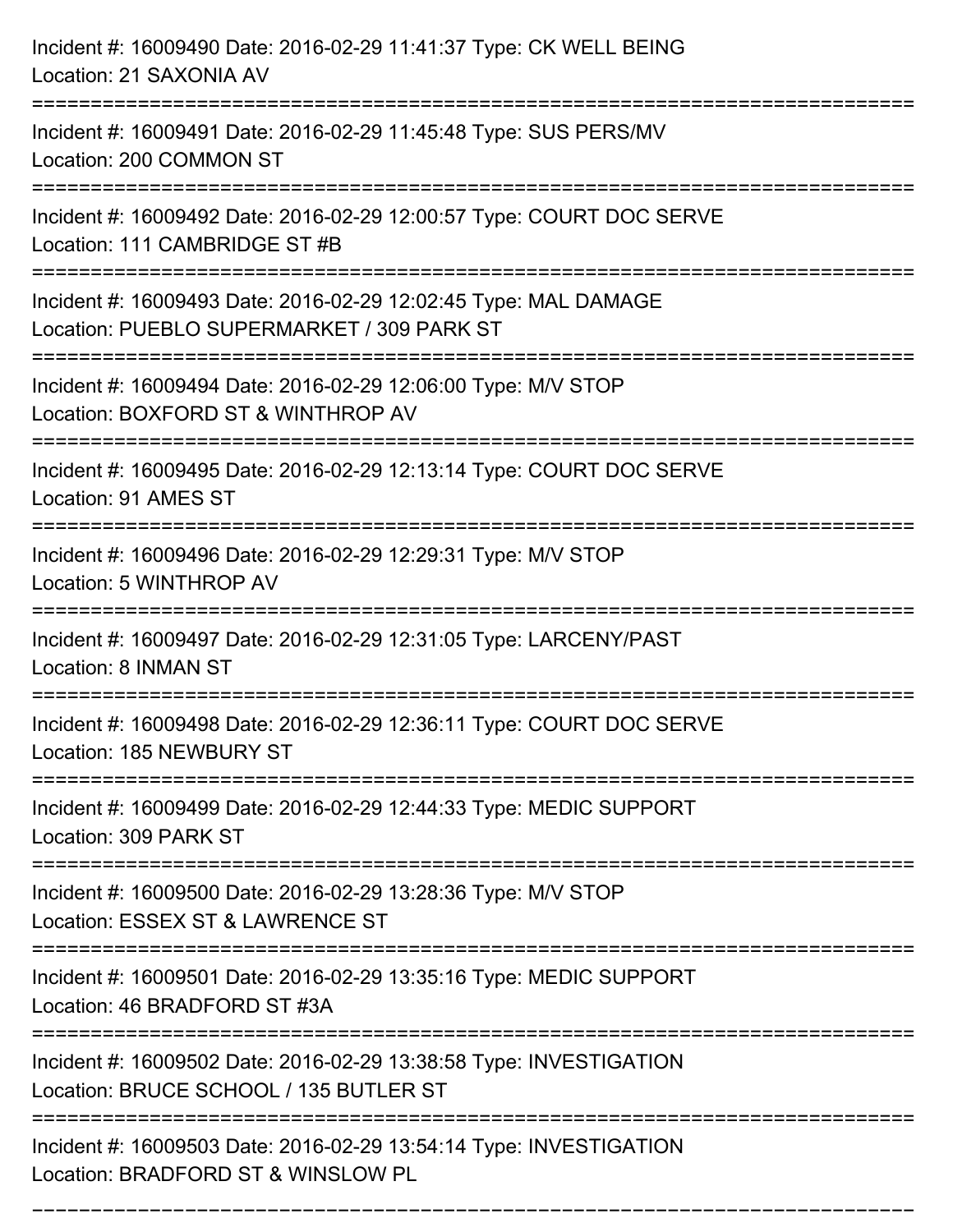Incident #: 16009490 Date: 2016-02-29 11:41:37 Type: CK WELL BEING
Location: 21 SAXONIA AV

===========================================================================

Incident #: 16009491 Date: 2016-02-29 11:45:48 Type: SUS PERS/MV
Location: 200 COMMON ST

===========================================================================

Incident #: 16009492 Date: 2016-02-29 12:00:57 Type: COURT DOC SERVE
Location: 111 CAMBRIDGE ST #B

===========================================================================

Incident #: 16009493 Date: 2016-02-29 12:02:45 Type: MAL DAMAGE
Location: PUEBLO SUPERMARKET / 309 PARK ST

===========================================================================

Incident #: 16009494 Date: 2016-02-29 12:06:00 Type: M/V STOP
Location: BOXFORD ST & WINTHROP AV

===========================================================================

Incident #: 16009495 Date: 2016-02-29 12:13:14 Type: COURT DOC SERVE
Location: 91 AMES ST

===========================================================================

Incident #: 16009496 Date: 2016-02-29 12:29:31 Type: M/V STOP
Location: 5 WINTHROP AV

===========================================================================

Incident #: 16009497 Date: 2016-02-29 12:31:05 Type: LARCENY/PAST
Location: 8 INMAN ST

===========================================================================

Incident #: 16009498 Date: 2016-02-29 12:36:11 Type: COURT DOC SERVE
Location: 185 NEWBURY ST

===========================================================================

Incident #: 16009499 Date: 2016-02-29 12:44:33 Type: MEDIC SUPPORT
Location: 309 PARK ST

===========================================================================

Incident #: 16009500 Date: 2016-02-29 13:28:36 Type: M/V STOP
Location: ESSEX ST & LAWRENCE ST

===========================================================================

Incident #: 16009501 Date: 2016-02-29 13:35:16 Type: MEDIC SUPPORT
Location: 46 BRADFORD ST #3A

===========================================================================

Incident #: 16009502 Date: 2016-02-29 13:38:58 Type: INVESTIGATION
Location: BRUCE SCHOOL / 135 BUTLER ST

===========================================================================

Incident #: 16009503 Date: 2016-02-29 13:54:14 Type: INVESTIGATION
Location: BRADFORD ST & WINSLOW PL

===========================================================================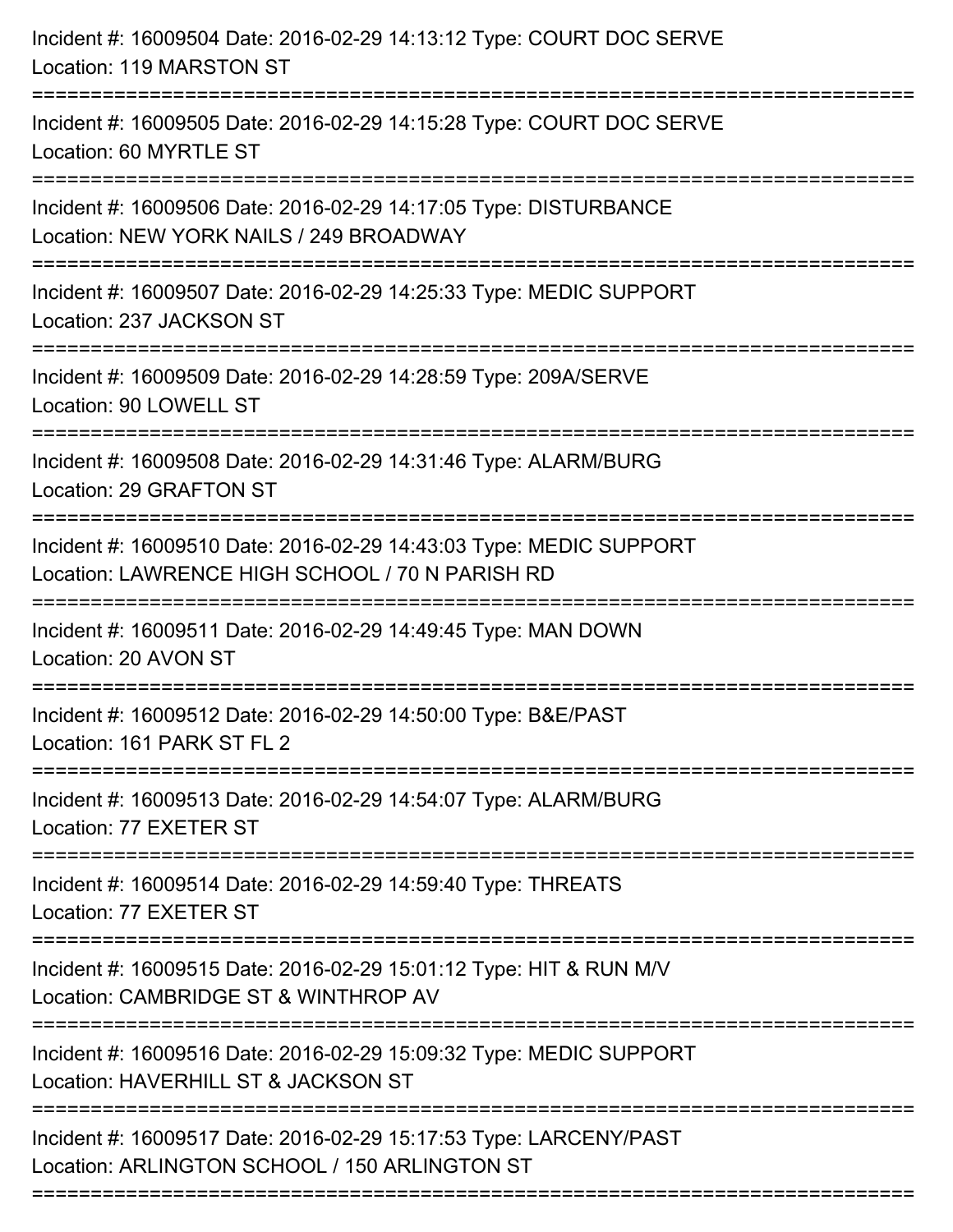Incident #: 16009504 Date: 2016-02-29 14:13:12 Type: COURT DOC SERVE
Location: 119 MARSTON ST

===========================================================================

Incident #: 16009505 Date: 2016-02-29 14:15:28 Type: COURT DOC SERVE
Location: 60 MYRTLE ST

===========================================================================

Incident #: 16009506 Date: 2016-02-29 14:17:05 Type: DISTURBANCE
Location: NEW YORK NAILS / 249 BROADWAY

===========================================================================

Incident #: 16009507 Date: 2016-02-29 14:25:33 Type: MEDIC SUPPORT
Location: 237 JACKSON ST

===========================================================================

Incident #: 16009509 Date: 2016-02-29 14:28:59 Type: 209A/SERVE
Location: 90 LOWELL ST

===========================================================================

Incident #: 16009508 Date: 2016-02-29 14:31:46 Type: ALARM/BURG
Location: 29 GRAFTON ST

===========================================================================

Incident #: 16009510 Date: 2016-02-29 14:43:03 Type: MEDIC SUPPORT
Location: LAWRENCE HIGH SCHOOL / 70 N PARISH RD

===========================================================================

Incident #: 16009511 Date: 2016-02-29 14:49:45 Type: MAN DOWN
Location: 20 AVON ST

===========================================================================

Incident #: 16009512 Date: 2016-02-29 14:50:00 Type: B&E/PAST
Location: 161 PARK ST FL 2

===========================================================================

Incident #: 16009513 Date: 2016-02-29 14:54:07 Type: ALARM/BURG
Location: 77 EXETER ST

===========================================================================

Incident #: 16009514 Date: 2016-02-29 14:59:40 Type: THREATS
Location: 77 EXETER ST

===========================================================================

Incident #: 16009515 Date: 2016-02-29 15:01:12 Type: HIT & RUN M/V
Location: CAMBRIDGE ST & WINTHROP AV

===========================================================================

Incident #: 16009516 Date: 2016-02-29 15:09:32 Type: MEDIC SUPPORT
Location: HAVERHILL ST & JACKSON ST

===========================================================================

Incident #: 16009517 Date: 2016-02-29 15:17:53 Type: LARCENY/PAST
Location: ARLINGTON SCHOOL / 150 ARLINGTON ST

===========================================================================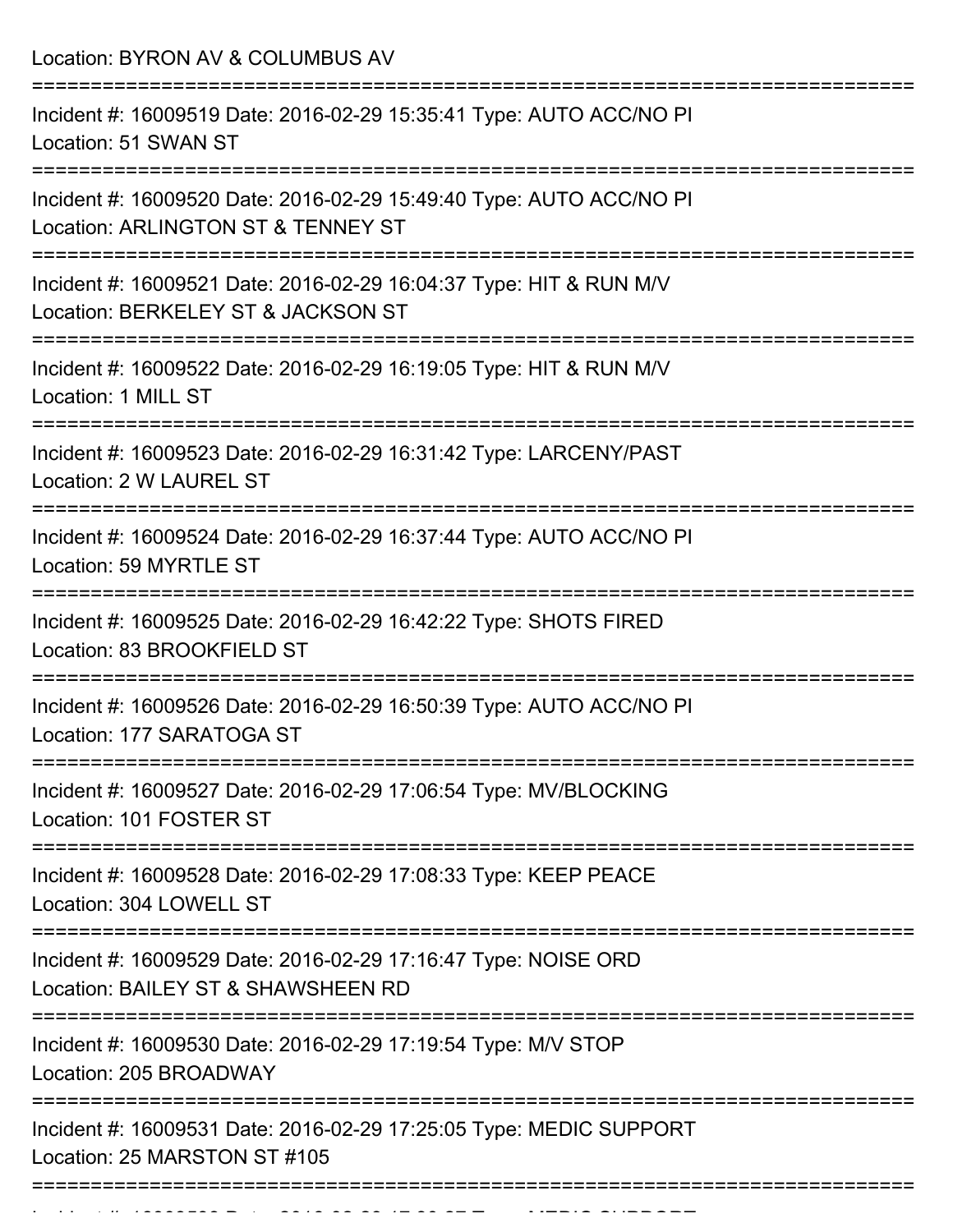Location: BYRON AV & COLUMBUS AV

===========================================================================

Incident #: 16009519 Date: 2016-02-29 15:35:41 Type: AUTO ACC/NO PI

Location: 51 SWAN ST

===========================================================================

Incident #: 16009520 Date: 2016-02-29 15:49:40 Type: AUTO ACC/NO PI

Location: ARLINGTON ST & TENNEY ST

===========================================================================

Incident #: 16009521 Date: 2016-02-29 16:04:37 Type: HIT & RUN M/V

Location: BERKELEY ST & JACKSON ST

===========================================================================

Incident #: 16009522 Date: 2016-02-29 16:19:05 Type: HIT & RUN M/V

Location: 1 MILL ST

===========================================================================

Incident #: 16009523 Date: 2016-02-29 16:31:42 Type: LARCENY/PAST

Location: 2 W LAUREL ST

===========================================================================

Incident #: 16009524 Date: 2016-02-29 16:37:44 Type: AUTO ACC/NO PI

Location: 59 MYRTLE ST

===========================================================================

Incident #: 16009525 Date: 2016-02-29 16:42:22 Type: SHOTS FIRED

Location: 83 BROOKFIELD ST

===========================================================================

Incident #: 16009526 Date: 2016-02-29 16:50:39 Type: AUTO ACC/NO PI

Location: 177 SARATOGA ST

===========================================================================

Incident #: 16009527 Date: 2016-02-29 17:06:54 Type: MV/BLOCKING

Location: 101 FOSTER ST

===========================================================================

Incident #: 16009528 Date: 2016-02-29 17:08:33 Type: KEEP PEACE

Location: 304 LOWELL ST

===========================================================================

Incident #: 16009529 Date: 2016-02-29 17:16:47 Type: NOISE ORD

Location: BAILEY ST & SHAWSHEEN RD

===========================================================================

Incident #: 16009530 Date: 2016-02-29 17:19:54 Type: M/V STOP

Location: 205 BROADWAY

===========================================================================

Incident #: 16009531 Date: 2016-02-29 17:25:05 Type: MEDIC SUPPORT

Location: 25 MARSTON ST #105

===========================================================================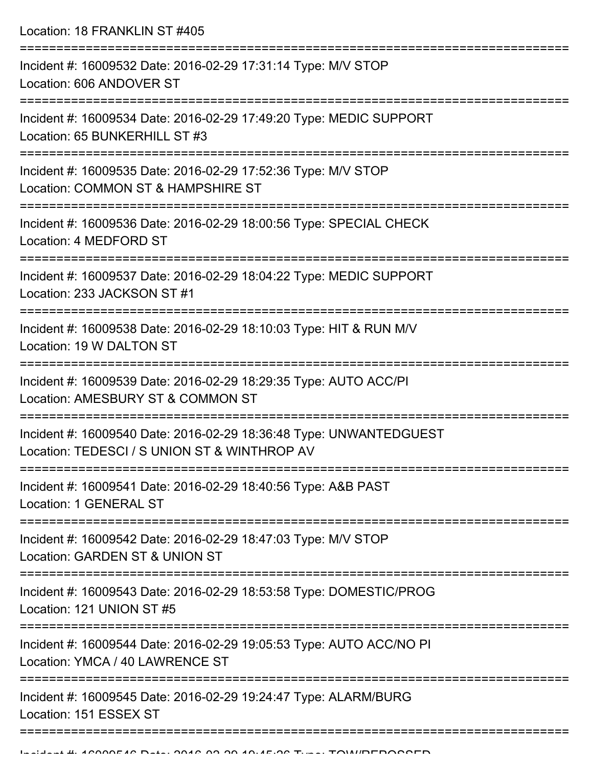Location: 18 FRANKLIN ST #405

===========================================================================

Incident #: 16009532 Date: 2016-02-29 17:31:14 Type: M/V STOP
Location: 606 ANDOVER ST

===========================================================================

Incident #: 16009534 Date: 2016-02-29 17:49:20 Type: MEDIC SUPPORT
Location: 65 BUNKERHILL ST #3

===========================================================================

Incident #: 16009535 Date: 2016-02-29 17:52:36 Type: M/V STOP
Location: COMMON ST & HAMPSHIRE ST

===========================================================================

Incident #: 16009536 Date: 2016-02-29 18:00:56 Type: SPECIAL CHECK
Location: 4 MEDFORD ST

===========================================================================

Incident #: 16009537 Date: 2016-02-29 18:04:22 Type: MEDIC SUPPORT
Location: 233 JACKSON ST #1

===========================================================================

Incident #: 16009538 Date: 2016-02-29 18:10:03 Type: HIT & RUN M/V
Location: 19 W DALTON ST

===========================================================================

Incident #: 16009539 Date: 2016-02-29 18:29:35 Type: AUTO ACC/PI
Location: AMESBURY ST & COMMON ST

===========================================================================

Incident #: 16009540 Date: 2016-02-29 18:36:48 Type: UNWANTEDGUEST
Location: TEDESCI / S UNION ST & WINTHROP AV

===========================================================================

Incident #: 16009541 Date: 2016-02-29 18:40:56 Type: A&B PAST
Location: 1 GENERAL ST

===========================================================================

Incident #: 16009542 Date: 2016-02-29 18:47:03 Type: M/V STOP
Location: GARDEN ST & UNION ST

===========================================================================

Incident #: 16009543 Date: 2016-02-29 18:53:58 Type: DOMESTIC/PROG
Location: 121 UNION ST #5

===========================================================================

Incident #: 16009544 Date: 2016-02-29 19:05:53 Type: AUTO ACC/NO PI
Location: YMCA / 40 LAWRENCE ST

===========================================================================

Incident #: 16009545 Date: 2016-02-29 19:24:47 Type: ALARM/BURG
Location: 151 ESSEX ST

===========================================================================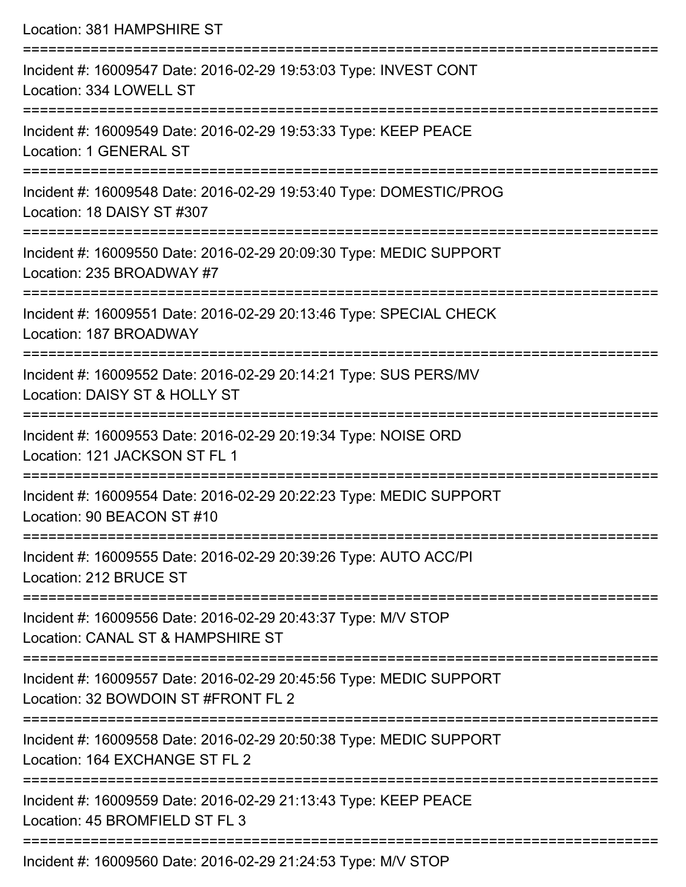Location: 381 HAMPSHIRE ST

===========================================================================

Incident #: 16009547 Date: 2016-02-29 19:53:03 Type: INVEST CONT
Location: 334 LOWELL ST

===========================================================================

Incident #: 16009549 Date: 2016-02-29 19:53:33 Type: KEEP PEACE
Location: 1 GENERAL ST

===========================================================================

Incident #: 16009548 Date: 2016-02-29 19:53:40 Type: DOMESTIC/PROG
Location: 18 DAISY ST #307

===========================================================================

Incident #: 16009550 Date: 2016-02-29 20:09:30 Type: MEDIC SUPPORT
Location: 235 BROADWAY #7

===========================================================================

Incident #: 16009551 Date: 2016-02-29 20:13:46 Type: SPECIAL CHECK
Location: 187 BROADWAY

===========================================================================

Incident #: 16009552 Date: 2016-02-29 20:14:21 Type: SUS PERS/MV
Location: DAISY ST & HOLLY ST

===========================================================================

Incident #: 16009553 Date: 2016-02-29 20:19:34 Type: NOISE ORD
Location: 121 JACKSON ST FL 1

===========================================================================

Incident #: 16009554 Date: 2016-02-29 20:22:23 Type: MEDIC SUPPORT
Location: 90 BEACON ST #10

===========================================================================

Incident #: 16009555 Date: 2016-02-29 20:39:26 Type: AUTO ACC/PI
Location: 212 BRUCE ST

===========================================================================

Incident #: 16009556 Date: 2016-02-29 20:43:37 Type: M/V STOP
Location: CANAL ST & HAMPSHIRE ST

===========================================================================

Incident #: 16009557 Date: 2016-02-29 20:45:56 Type: MEDIC SUPPORT
Location: 32 BOWDOIN ST #FRONT FL 2

===========================================================================

Incident #: 16009558 Date: 2016-02-29 20:50:38 Type: MEDIC SUPPORT
Location: 164 EXCHANGE ST FL 2

===========================================================================

Incident #: 16009559 Date: 2016-02-29 21:13:43 Type: KEEP PEACE
Location: 45 BROMFIELD ST FL 3

===========================================================================

Incident #: 16009560 Date: 2016-02-29 21:24:53 Type: M/V STOP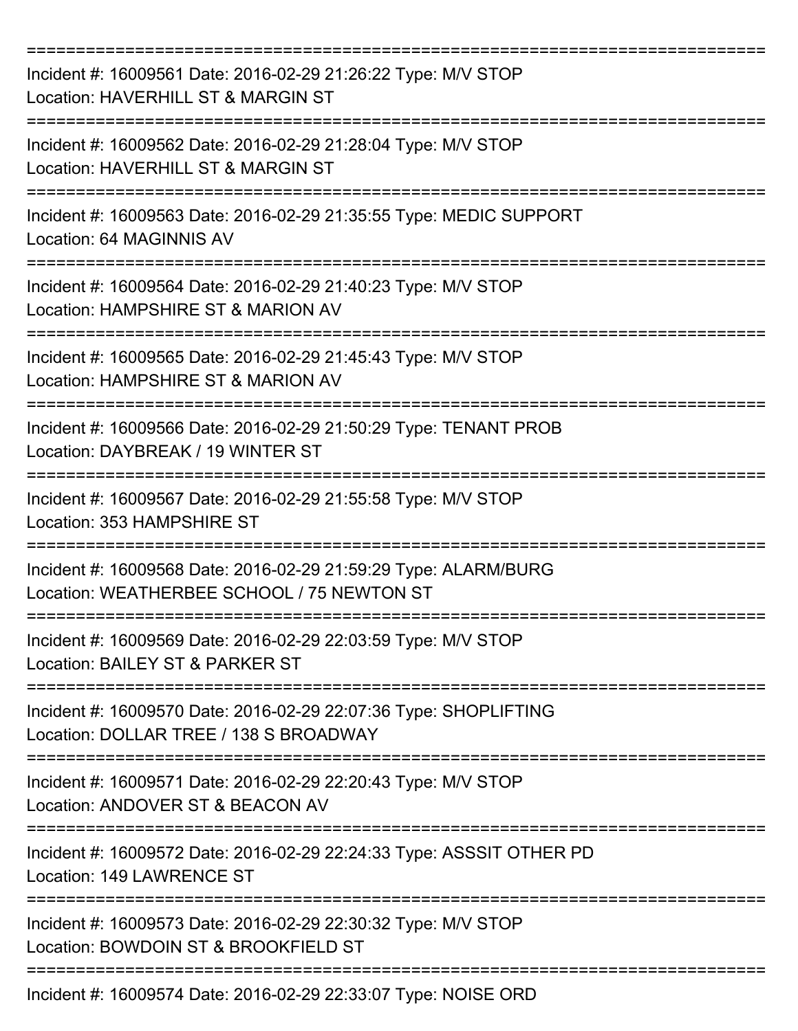===========================================================================

Incident #: 16009561 Date: 2016-02-29 21:26:22 Type: M/V STOP
Location: HAVERHILL ST & MARGIN ST

===========================================================================

Incident #: 16009562 Date: 2016-02-29 21:28:04 Type: M/V STOP
Location: HAVERHILL ST & MARGIN ST

===========================================================================

Incident #: 16009563 Date: 2016-02-29 21:35:55 Type: MEDIC SUPPORT
Location: 64 MAGINNIS AV

===========================================================================

Incident #: 16009564 Date: 2016-02-29 21:40:23 Type: M/V STOP
Location: HAMPSHIRE ST & MARION AV

===========================================================================

Incident #: 16009565 Date: 2016-02-29 21:45:43 Type: M/V STOP
Location: HAMPSHIRE ST & MARION AV

===========================================================================

Incident #: 16009566 Date: 2016-02-29 21:50:29 Type: TENANT PROB
Location: DAYBREAK / 19 WINTER ST

===========================================================================

Incident #: 16009567 Date: 2016-02-29 21:55:58 Type: M/V STOP
Location: 353 HAMPSHIRE ST

===========================================================================

Incident #: 16009568 Date: 2016-02-29 21:59:29 Type: ALARM/BURG
Location: WEATHERBEE SCHOOL / 75 NEWTON ST

===========================================================================

Incident #: 16009569 Date: 2016-02-29 22:03:59 Type: M/V STOP
Location: BAILEY ST & PARKER ST

===========================================================================

Incident #: 16009570 Date: 2016-02-29 22:07:36 Type: SHOPLIFTING
Location: DOLLAR TREE / 138 S BROADWAY

===========================================================================

Incident #: 16009571 Date: 2016-02-29 22:20:43 Type: M/V STOP
Location: ANDOVER ST & BEACON AV

===========================================================================

Incident #: 16009572 Date: 2016-02-29 22:24:33 Type: ASSSIT OTHER PD
Location: 149 LAWRENCE ST

===========================================================================

Incident #: 16009573 Date: 2016-02-29 22:30:32 Type: M/V STOP
Location: BOWDOIN ST & BROOKFIELD ST

===========================================================================

Incident #: 16009574 Date: 2016-02-29 22:33:07 Type: NOISE ORD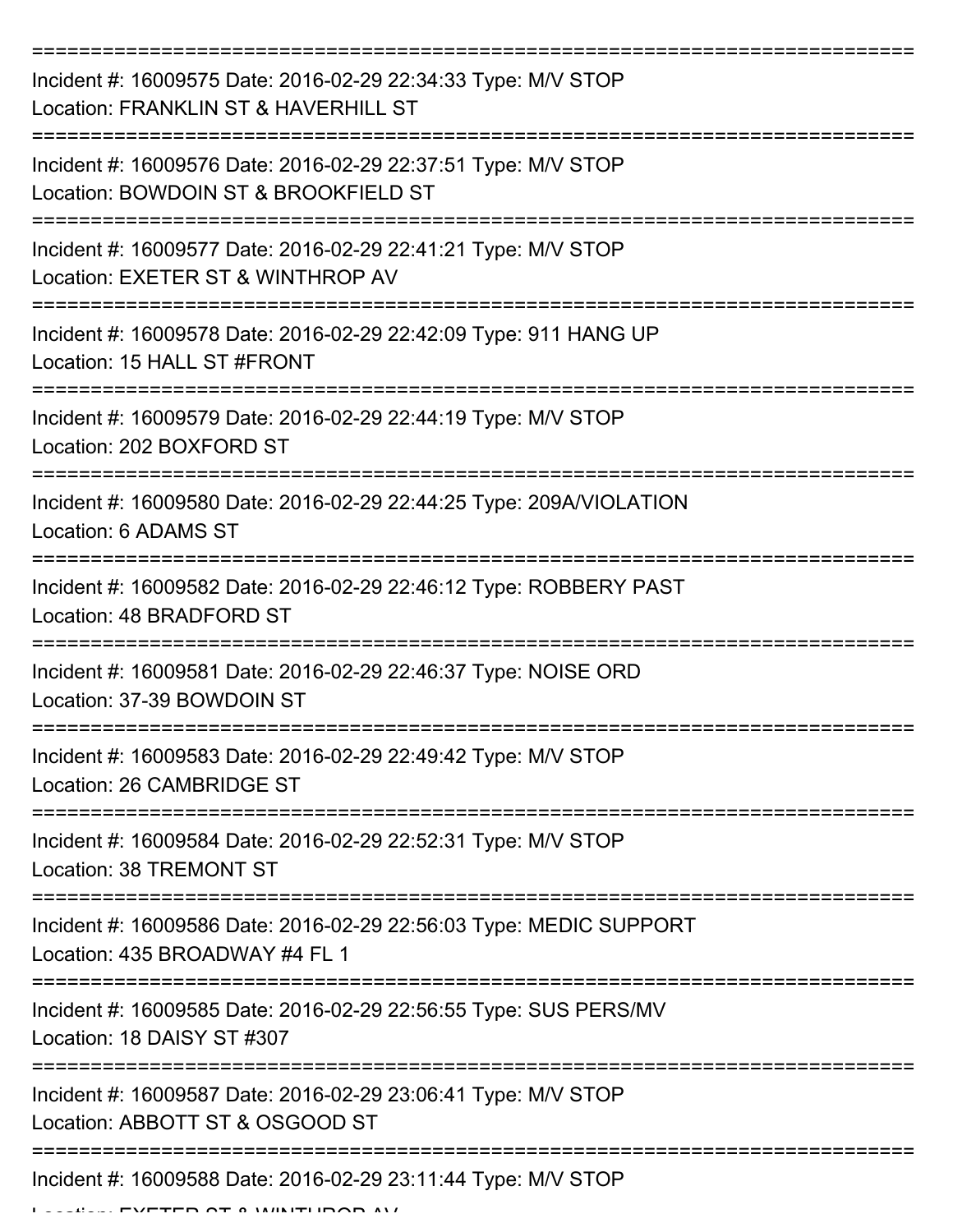===========================================================================

Incident #: 16009575 Date: 2016-02-29 22:34:33 Type: M/V STOP
Location: FRANKLIN ST & HAVERHILL ST

===========================================================================

Incident #: 16009576 Date: 2016-02-29 22:37:51 Type: M/V STOP
Location: BOWDOIN ST & BROOKFIELD ST

===========================================================================

Incident #: 16009577 Date: 2016-02-29 22:41:21 Type: M/V STOP
Location: EXETER ST & WINTHROP AV

===========================================================================

Incident #: 16009578 Date: 2016-02-29 22:42:09 Type: 911 HANG UP
Location: 15 HALL ST #FRONT

===========================================================================

Incident #: 16009579 Date: 2016-02-29 22:44:19 Type: M/V STOP
Location: 202 BOXFORD ST

===========================================================================

Incident #: 16009580 Date: 2016-02-29 22:44:25 Type: 209A/VIOLATION
Location: 6 ADAMS ST

===========================================================================

Incident #: 16009582 Date: 2016-02-29 22:46:12 Type: ROBBERY PAST
Location: 48 BRADFORD ST

===========================================================================

Incident #: 16009581 Date: 2016-02-29 22:46:37 Type: NOISE ORD
Location: 37-39 BOWDOIN ST

===========================================================================

Incident #: 16009583 Date: 2016-02-29 22:49:42 Type: M/V STOP
Location: 26 CAMBRIDGE ST

===========================================================================

Incident #: 16009584 Date: 2016-02-29 22:52:31 Type: M/V STOP
Location: 38 TREMONT ST

===========================================================================

Incident #: 16009586 Date: 2016-02-29 22:56:03 Type: MEDIC SUPPORT
Location: 435 BROADWAY #4 FL 1

===========================================================================

Incident #: 16009585 Date: 2016-02-29 22:56:55 Type: SUS PERS/MV
Location: 18 DAISY ST #307

===========================================================================

Incident #: 16009587 Date: 2016-02-29 23:06:41 Type: M/V STOP
Location: ABBOTT ST & OSGOOD ST

===========================================================================

Incident #: 16009588 Date: 2016-02-29 23:11:44 Type: M/V STOP
Location: EXETER ST & WINTHROP AV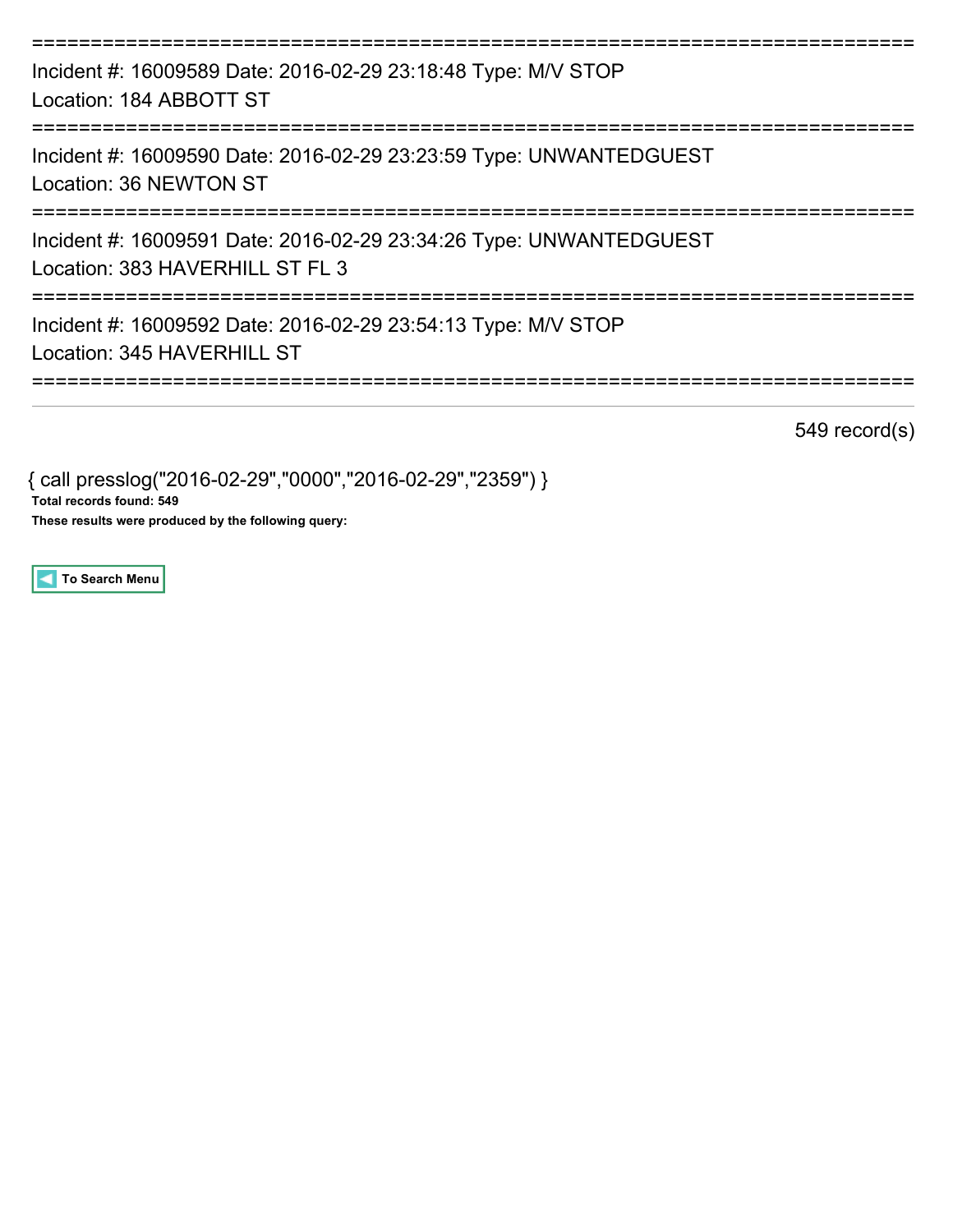===========================================================================

Incident #: 16009589 Date: 2016-02-29 23:18:48 Type: M/V STOP
Location: 184 ABBOTT ST

===========================================================================

Incident #: 16009590 Date: 2016-02-29 23:23:59 Type: UNWANTEDGUEST
Location: 36 NEWTON ST

===========================================================================

Incident #: 16009591 Date: 2016-02-29 23:34:26 Type: UNWANTEDGUEST
Location: 383 HAVERHILL ST FL 3

===========================================================================

Incident #: 16009592 Date: 2016-02-29 23:54:13 Type: M/V STOP
Location: 345 HAVERHILL ST

===========================================================================

549 record(s)

{ call presslog("2016-02-29","0000","2016-02-29","2359") }

**Total records found: 549**

**These results were produced by the following query:**

**To Search Menu**